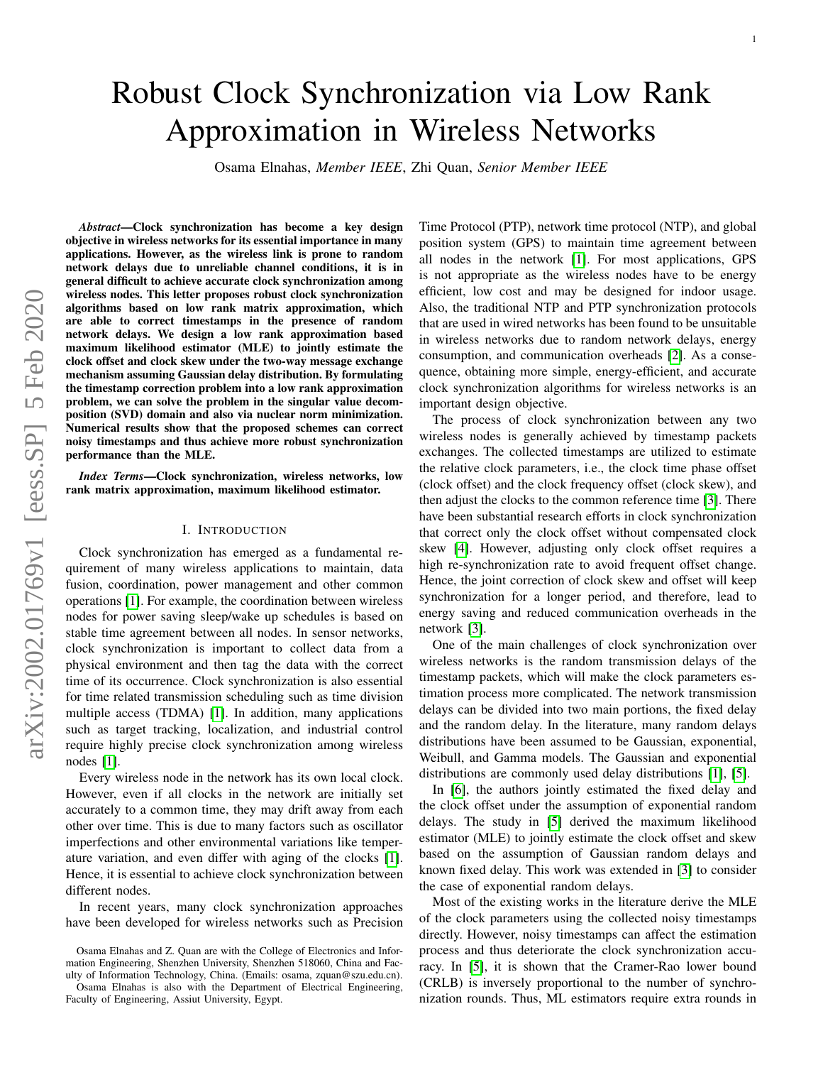# Robust Clock Synchronization via Low Rank Approximation in Wireless Networks

Osama Elnahas, *Member IEEE*, Zhi Quan, *Senior Member IEEE*

***Abstract*—Clock synchronization has become a key design objective in wireless networks for its essential importance in many applications. However, as the wireless link is prone to random network delays due to unreliable channel conditions, it is in general difficult to achieve accurate clock synchronization among wireless nodes. This letter proposes robust clock synchronization algorithms based on low rank matrix approximation, which are able to correct timestamps in the presence of random network delays. We design a low rank approximation based maximum likelihood estimator (MLE) to jointly estimate the clock offset and clock skew under the two-way message exchange mechanism assuming Gaussian delay distribution. By formulating the timestamp correction problem into a low rank approximation problem, we can solve the problem in the singular value decomposition (SVD) domain and also via nuclear norm minimization. Numerical results show that the proposed schemes can correct noisy timestamps and thus achieve more robust synchronization performance than the MLE.**

***Index Terms*—Clock synchronization, wireless networks, low rank matrix approximation, maximum likelihood estimator.**

## I. Introduction

Clock synchronization has emerged as a fundamental requirement of many wireless applications to maintain, data fusion, coordination, power management and other common operations [1]. For example, the coordination between wireless nodes for power saving sleep/wake up schedules is based on stable time agreement between all nodes. In sensor networks, clock synchronization is important to collect data from a physical environment and then tag the data with the correct time of its occurrence. Clock synchronization is also essential for time related transmission scheduling such as time division multiple access (TDMA) [1]. In addition, many applications such as target tracking, localization, and industrial control require highly precise clock synchronization among wireless nodes [1].

Every wireless node in the network has its own local clock. However, even if all clocks in the network are initially set accurately to a common time, they may drift away from each other over time. This is due to many factors such as oscillator imperfections and other environmental variations like temperature variation, and even differ with aging of the clocks [1]. Hence, it is essential to achieve clock synchronization between different nodes.

In recent years, many clock synchronization approaches have been developed for wireless networks such as Precision Time Protocol (PTP), network time protocol (NTP), and global position system (GPS) to maintain time agreement between all nodes in the network [1]. For most applications, GPS is not appropriate as the wireless nodes have to be energy efficient, low cost and may be designed for indoor usage. Also, the traditional NTP and PTP synchronization protocols that are used in wired networks has been found to be unsuitable in wireless networks due to random network delays, energy consumption, and communication overheads [2]. As a consequence, obtaining more simple, energy-efficient, and accurate clock synchronization algorithms for wireless networks is an important design objective.

The process of clock synchronization between any two wireless nodes is generally achieved by timestamp packets exchanges. The collected timestamps are utilized to estimate the relative clock parameters, i.e., the clock time phase offset (clock offset) and the clock frequency offset (clock skew), and then adjust the clocks to the common reference time [3]. There have been substantial research efforts in clock synchronization that correct only the clock offset without compensated clock skew [4]. However, adjusting only clock offset requires a high re-synchronization rate to avoid frequent offset change. Hence, the joint correction of clock skew and offset will keep synchronization for a longer period, and therefore, lead to energy saving and reduced communication overheads in the network [3].

One of the main challenges of clock synchronization over wireless networks is the random transmission delays of the timestamp packets, which will make the clock parameters estimation process more complicated. The network transmission delays can be divided into two main portions, the fixed delay and the random delay. In the literature, many random delays distributions have been assumed to be Gaussian, exponential, Weibull, and Gamma models. The Gaussian and exponential distributions are commonly used delay distributions [1], [5].

In [6], the authors jointly estimated the fixed delay and the clock offset under the assumption of exponential random delays. The study in [5] derived the maximum likelihood estimator (MLE) to jointly estimate the clock offset and skew based on the assumption of Gaussian random delays and known fixed delay. This work was extended in [3] to consider the case of exponential random delays.

Most of the existing works in the literature derive the MLE of the clock parameters using the collected noisy timestamps directly. However, noisy timestamps can affect the estimation process and thus deteriorate the clock synchronization accuracy. In [5], it is shown that the Cramer-Rao lower bound (CRLB) is inversely proportional to the number of synchronization rounds. Thus, ML estimators require extra rounds in

Osama Elnahas and Z. Quan are with the College of Electronics and Information Engineering, Shenzhen University, Shenzhen 518060, China and Faculty of Information Technology, China. (Emails: osama, zquan@szu.edu.cn).

Osama Elnahas is also with the Department of Electrical Engineering, Faculty of Engineering, Assiut University, Egypt.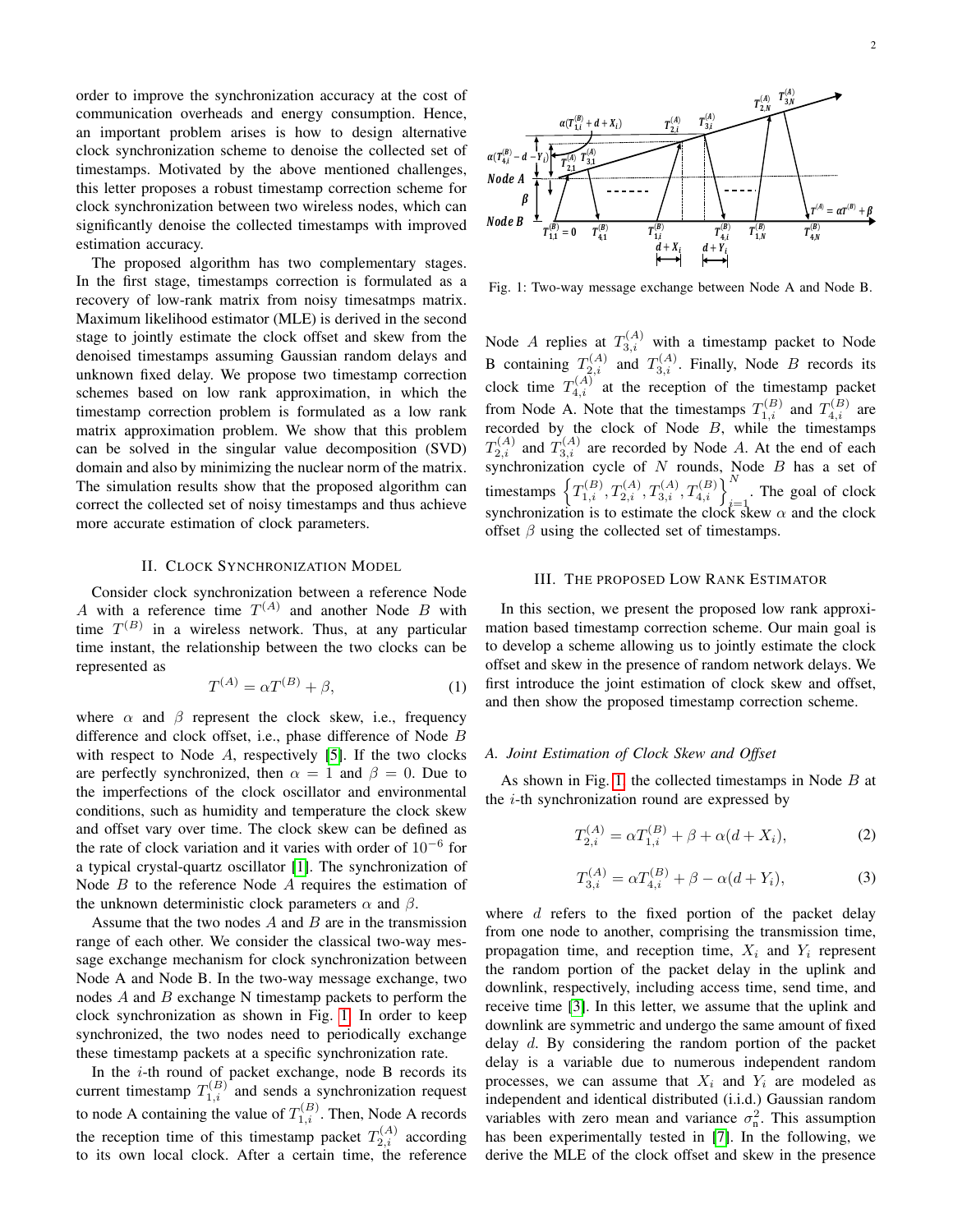order to improve the synchronization accuracy at the cost of communication overheads and energy consumption. Hence, an important problem arises is how to design alternative clock synchronization scheme to denoise the collected set of timestamps. Motivated by the above mentioned challenges, this letter proposes a robust timestamp correction scheme for clock synchronization between two wireless nodes, which can significantly denoise the collected timestamps with improved estimation accuracy.

The proposed algorithm has two complementary stages. In the first stage, timestamps correction is formulated as a recovery of low-rank matrix from noisy timesatmps matrix. Maximum likelihood estimator (MLE) is derived in the second stage to jointly estimate the clock offset and skew from the denoised timestamps assuming Gaussian random delays and unknown fixed delay. We propose two timestamp correction schemes based on low rank approximation, in which the timestamp correction problem is formulated as a low rank matrix approximation problem. We show that this problem can be solved in the singular value decomposition (SVD) domain and also by minimizing the nuclear norm of the matrix. The simulation results show that the proposed algorithm can correct the collected set of noisy timestamps and thus achieve more accurate estimation of clock parameters.

## II. Clock Synchronization Model

Consider clock synchronization between a reference Node $A$ with a reference time $T^{(A)}$ and another Node $B$ with time $T^{(B)}$ in a wireless network. Thus, at any particular time instant, the relationship between the two clocks can be represented as

$$T^{(A)} = \alpha T^{(B)} + \beta, \tag{1}$$

where $\alpha$ and $\beta$ represent the clock skew, i.e., frequency difference and clock offset, i.e., phase difference of Node $B$ with respect to Node $A$, respectively [5]. If the two clocks are perfectly synchronized, then $\alpha = 1$ and $\beta = 0$. Due to the imperfections of the clock oscillator and environmental conditions, such as humidity and temperature the clock skew and offset vary over time. The clock skew can be defined as the rate of clock variation and it varies with order of $10^{-6}$ for a typical crystal-quartz oscillator [1]. The synchronization of Node $B$ to the reference Node $A$ requires the estimation of the unknown deterministic clock parameters $\alpha$ and $\beta$.

Assume that the two nodes $A$ and $B$ are in the transmission range of each other. We consider the classical two-way message exchange mechanism for clock synchronization between Node A and Node B. In the two-way message exchange, two nodes $A$ and $B$ exchange N timestamp packets to perform the clock synchronization as shown in Fig. 1. In order to keep synchronized, the two nodes need to periodically exchange these timestamp packets at a specific synchronization rate.

In the $i$-th round of packet exchange, node B records its current timestamp $T_{1,i}^{(B)}$ and sends a synchronization request to node A containing the value of $T_{1,i}^{(B)}$. Then, Node A records the reception time of this timestamp packet $T_{2,i}^{(A)}$ according to its own local clock. After a certain time, the reference Node $A$ replies at $T_{3,i}^{(A)}$ with a timestamp packet to Node B containing $T_{2,i}^{(A)}$ and $T_{3,i}^{(A)}$. Finally, Node $B$ records its clock time $T_{4,i}^{(A)}$ at the reception of the timestamp packet from Node A. Note that the timestamps $T_{1,i}^{(B)}$ and $T_{4,i}^{(B)}$ are recorded by the clock of Node $B$, while the timestamps $T_{2,i}^{(A)}$ and $T_{3,i}^{(A)}$ are recorded by Node $A$. At the end of each synchronization cycle of $N$ rounds, Node $B$ has a set of timestamps $\left\{T_{1,i}^{(B)}, T_{2,i}^{(A)}, T_{3,i}^{(A)}, T_{4,i}^{(B)}\right\}_{i=1}^{N}$. The goal of clock synchronization is to estimate the clock skew $\alpha$ and the clock offset $\beta$ using the collected set of timestamps.

Fig. 1: Two-way message exchange between Node A and Node B.

## III. The proposed Low Rank Estimator

In this section, we present the proposed low rank approximation based timestamp correction scheme. Our main goal is to develop a scheme allowing us to jointly estimate the clock offset and skew in the presence of random network delays. We first introduce the joint estimation of clock skew and offset, and then show the proposed timestamp correction scheme.

### A. Joint Estimation of Clock Skew and Offset

As shown in Fig. 1, the collected timestamps in Node $B$ at the $i$-th synchronization round are expressed by

$$T_{2,i}^{(A)} = \alpha T_{1,i}^{(B)} + \beta + \alpha(d + X_i), \tag{2}$$

$$T_{3,i}^{(A)} = \alpha T_{4,i}^{(B)} + \beta - \alpha(d + Y_i), \tag{3}$$

where $d$ refers to the fixed portion of the packet delay from one node to another, comprising the transmission time, propagation time, and reception time, $X_i$ and $Y_i$ represent the random portion of the packet delay in the uplink and downlink, respectively, including access time, send time, and receive time [3]. In this letter, we assume that the uplink and downlink are symmetric and undergo the same amount of fixed delay $d$. By considering the random portion of the packet delay is a variable due to numerous independent random processes, we can assume that $X_i$ and $Y_i$ are modeled as independent and identical distributed (i.i.d.) Gaussian random variables with zero mean and variance $\sigma_n^2$. This assumption has been experimentally tested in [7]. In the following, we derive the MLE of the clock offset and skew in the presence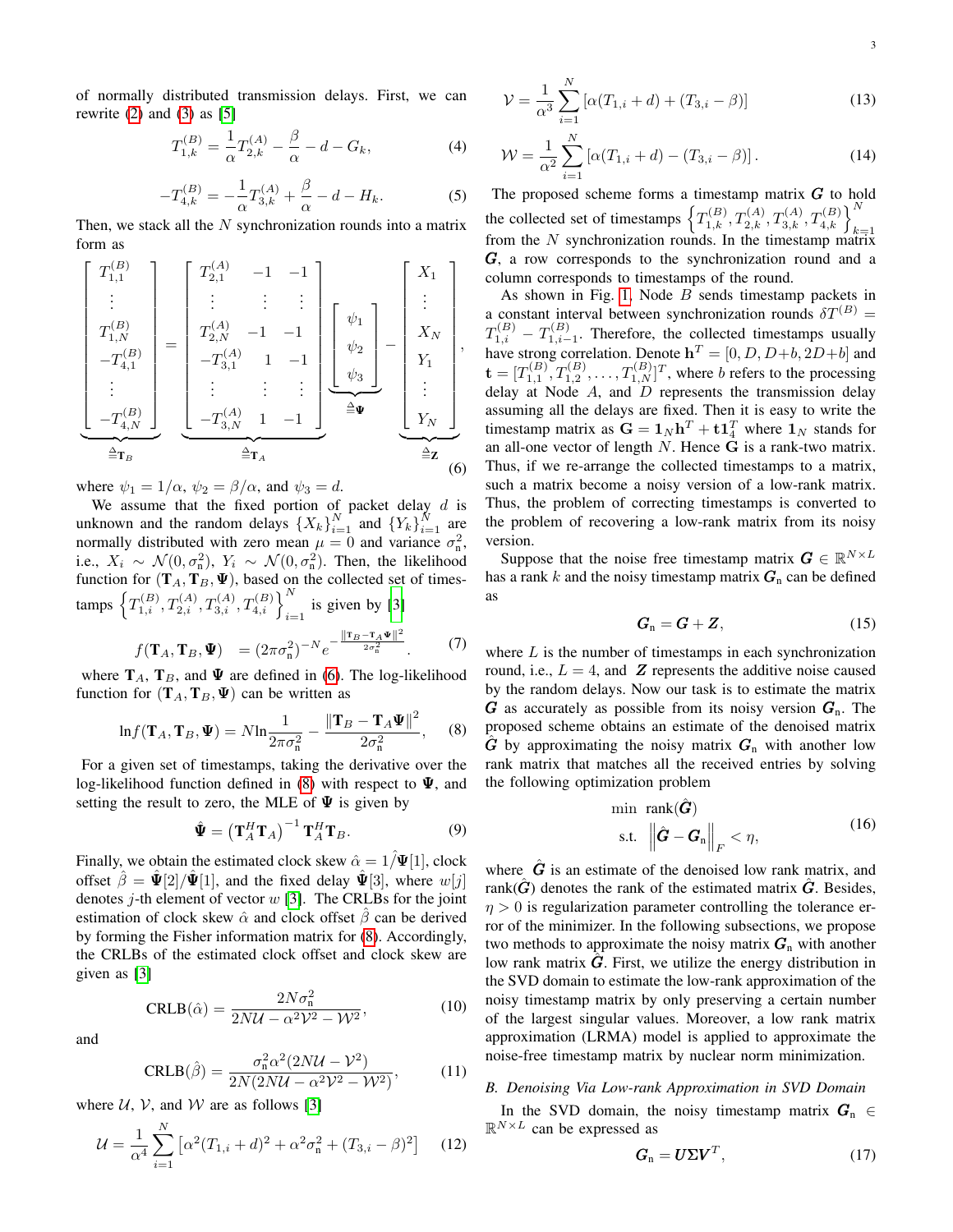of normally distributed transmission delays. First, we can rewrite (2) and (3) as [5]

$$T_{1,k}^{(B)} = \frac{1}{\alpha}T_{2,k}^{(A)} - \frac{\beta}{\alpha} - d - G_k, \tag{4}$$

$$-T_{4,k}^{(B)} = -\frac{1}{\alpha}T_{3,k}^{(A)} + \frac{\beta}{\alpha} - d - H_k. \tag{5}$$

Then, we stack all the $N$ synchronization rounds into a matrix form as

$$\underbrace{\begin{bmatrix} T_{1,1}^{(B)} \\ \vdots \\ T_{1,N}^{(B)} \\ -T_{4,1}^{(B)} \\ \vdots \\ -T_{4,N}^{(B)} \end{bmatrix}}_{\triangleq \mathbf{T}_B} = \underbrace{\begin{bmatrix} T_{2,1}^{(A)} & -1 & -1 \\ \vdots & \vdots & \vdots \\ T_{2,N}^{(A)} & -1 & -1 \\ -T_{3,1}^{(A)} & 1 & -1 \\ \vdots & \vdots & \vdots \\ -T_{3,N}^{(A)} & 1 & -1 \end{bmatrix}}_{\triangleq \mathbf{T}_A} \underbrace{\begin{bmatrix} \psi_1 \\ \psi_2 \\ \psi_3 \end{bmatrix}}_{\triangleq \mathbf{\Psi}} - \underbrace{\begin{bmatrix} X_1 \\ \vdots \\ X_N \\ Y_1 \\ \vdots \\ Y_N \end{bmatrix}}_{\triangleq \mathbf{Z}}, \tag{6}$$

where $\psi_1 = 1/\alpha$, $\psi_2 = \beta/\alpha$, and $\psi_3 = d$.

We assume that the fixed portion of packet delay $d$ is unknown and the random delays $\{X_k\}_{i=1}^N$ and $\{Y_k\}_{i=1}^N$ are normally distributed with zero mean $\mu = 0$ and variance $\sigma_n^2$, i.e., $X_i \sim \mathcal{N}(0, \sigma_n^2)$, $Y_i \sim \mathcal{N}(0, \sigma_n^2)$. Then, the likelihood function for $(\mathbf{T}_A, \mathbf{T}_B, \mathbf{\Psi})$, based on the collected set of timestamps $\left\{T_{1,i}^{(B)}, T_{2,i}^{(A)}, T_{3,i}^{(A)}, T_{4,i}^{(B)}\right\}_{i=1}^N$ is given by [3]

$$f(\mathbf{T}_A, \mathbf{T}_B, \mathbf{\Psi}) \ = (2\pi\sigma_n^2)^{-N} e^{-\frac{\|\mathbf{T}_B - \mathbf{T}_A\mathbf{\Psi}\|^2}{2\sigma_n^2}}. \tag{7}$$

where $\mathbf{T}_A$, $\mathbf{T}_B$, and $\mathbf{\Psi}$ are defined in (6). The log-likelihood function for $(\mathbf{T}_A, \mathbf{T}_B, \mathbf{\Psi})$ can be written as

$$\ln f(\mathbf{T}_A, \mathbf{T}_B, \mathbf{\Psi}) = N\ln\frac{1}{2\pi\sigma_n^2} - \frac{\|\mathbf{T}_B - \mathbf{T}_A\mathbf{\Psi}\|^2}{2\sigma_n^2}, \tag{8}$$

For a given set of timestamps, taking the derivative over the log-likelihood function defined in (8) with respect to $\mathbf{\Psi}$, and setting the result to zero, the MLE of $\mathbf{\Psi}$ is given by

$$\hat{\mathbf{\Psi}} = \left(\mathbf{T}_A^H \mathbf{T}_A\right)^{-1} \mathbf{T}_A^H \mathbf{T}_B. \tag{9}$$

Finally, we obtain the estimated clock skew $\hat{\alpha} = 1/\hat{\mathbf{\Psi}}[1]$, clock offset $\hat{\beta} = \hat{\mathbf{\Psi}}[2]/\hat{\mathbf{\Psi}}[1]$, and the fixed delay $\hat{\mathbf{\Psi}}[3]$, where $w[j]$ denotes $j$-th element of vector $w$ [3]. The CRLBs for the joint estimation of clock skew $\hat{\alpha}$ and clock offset $\hat{\beta}$ can be derived by forming the Fisher information matrix for (8). Accordingly, the CRLBs of the estimated clock offset and clock skew are given as [3]

$$\text{CRLB}(\hat{\alpha}) = \frac{2N\sigma_n^2}{2N\mathcal{U} - \alpha^2\mathcal{V}^2 - \mathcal{W}^2}, \tag{10}$$

and

$$\text{CRLB}(\hat{\beta}) = \frac{\sigma_n^2\alpha^2(2N\mathcal{U} - \mathcal{V}^2)}{2N(2N\mathcal{U} - \alpha^2\mathcal{V}^2 - \mathcal{W}^2)}, \tag{11}$$

where $\mathcal{U}$, $\mathcal{V}$, and $\mathcal{W}$ are as follows [3]

$$\mathcal{U} = \frac{1}{\alpha^4}\sum_{i=1}^N \left[\alpha^2(T_{1,i} + d)^2 + \alpha^2\sigma_n^2 + (T_{3,i} - \beta)^2\right] \tag{12}$$

$$\mathcal{V} = \frac{1}{\alpha^3}\sum_{i=1}^N \left[\alpha(T_{1,i} + d) + (T_{3,i} - \beta)\right] \tag{13}$$

$$\mathcal{W} = \frac{1}{\alpha^2}\sum_{i=1}^N \left[\alpha(T_{1,i} + d) - (T_{3,i} - \beta)\right]. \tag{14}$$

The proposed scheme forms a timestamp matrix $\boldsymbol{G}$ to hold the collected set of timestamps $\left\{T_{1,k}^{(B)}, T_{2,k}^{(A)}, T_{3,k}^{(A)}, T_{4,k}^{(B)}\right\}_{k=1}^N$ from the $N$ synchronization rounds. In the timestamp matrix $\boldsymbol{G}$, a row corresponds to the synchronization round and a column corresponds to timestamps of the round.

As shown in Fig. 1, Node $B$ sends timestamp packets in a constant interval between synchronization rounds $\delta T^{(B)} = T_{1,i}^{(B)} - T_{1,i-1}^{(B)}$. Therefore, the collected timestamps usually have strong correlation. Denote $\mathbf{h}^T = [0, D, D+b, 2D+b]$ and $\mathbf{t} = [T_{1,1}^{(B)}, T_{1,2}^{(B)}, \ldots, T_{1,N}^{(B)}]^T$, where $b$ refers to the processing delay at Node $A$, and $D$ represents the transmission delay assuming all the delays are fixed. Then it is easy to write the timestamp matrix as $\mathbf{G} = \mathbf{1}_N\mathbf{h}^T + \mathbf{t}\mathbf{1}_4^T$ where $\mathbf{1}_N$ stands for an all-one vector of length $N$. Hence $\mathbf{G}$ is a rank-two matrix. Thus, if we re-arrange the collected timestamps to a matrix, such a matrix become a noisy version of a low-rank matrix. Thus, the problem of correcting timestamps is converted to the problem of recovering a low-rank matrix from its noisy version.

Suppose that the noise free timestamp matrix $\boldsymbol{G} \in \mathbb{R}^{N\times L}$ has a rank $k$ and the noisy timestamp matrix $\boldsymbol{G}_n$ can be defined as

$$\boldsymbol{G}_n = \boldsymbol{G} + \boldsymbol{Z}, \tag{15}$$

where $L$ is the number of timestamps in each synchronization round, i.e., $L = 4$, and $\boldsymbol{Z}$ represents the additive noise caused by the random delays. Now our task is to estimate the matrix $\boldsymbol{G}$ as accurately as possible from its noisy version $\boldsymbol{G}_n$. The proposed scheme obtains an estimate of the denoised matrix $\hat{\boldsymbol{G}}$ by approximating the noisy matrix $\boldsymbol{G}_n$ with another low rank matrix that matches all the received entries by solving the following optimization problem

$$\begin{aligned} &\min \ \text{rank}(\hat{\boldsymbol{G}}) \\ &\text{s.t.} \ \left\|\hat{\boldsymbol{G}} - \boldsymbol{G}_n\right\|_F < \eta, \end{aligned} \tag{16}$$

where $\hat{\boldsymbol{G}}$ is an estimate of the denoised low rank matrix, and rank($\hat{\boldsymbol{G}}$) denotes the rank of the estimated matrix $\hat{\boldsymbol{G}}$. Besides, $\eta > 0$ is regularization parameter controlling the tolerance error of the minimizer. In the following subsections, we propose two methods to approximate the noisy matrix $\boldsymbol{G}_n$ with another low rank matrix $\hat{\boldsymbol{G}}$. First, we utilize the energy distribution in the SVD domain to estimate the low-rank approximation of the noisy timestamp matrix by only preserving a certain number of the largest singular values. Moreover, a low rank matrix approximation (LRMA) model is applied to approximate the noise-free timestamp matrix by nuclear norm minimization.

### *B. Denoising Via Low-rank Approximation in SVD Domain*

In the SVD domain, the noisy timestamp matrix $\boldsymbol{G}_n \in \mathbb{R}^{N\times L}$ can be expressed as

$$\boldsymbol{G}_n = \boldsymbol{U}\boldsymbol{\Sigma}\boldsymbol{V}^T, \tag{17}$$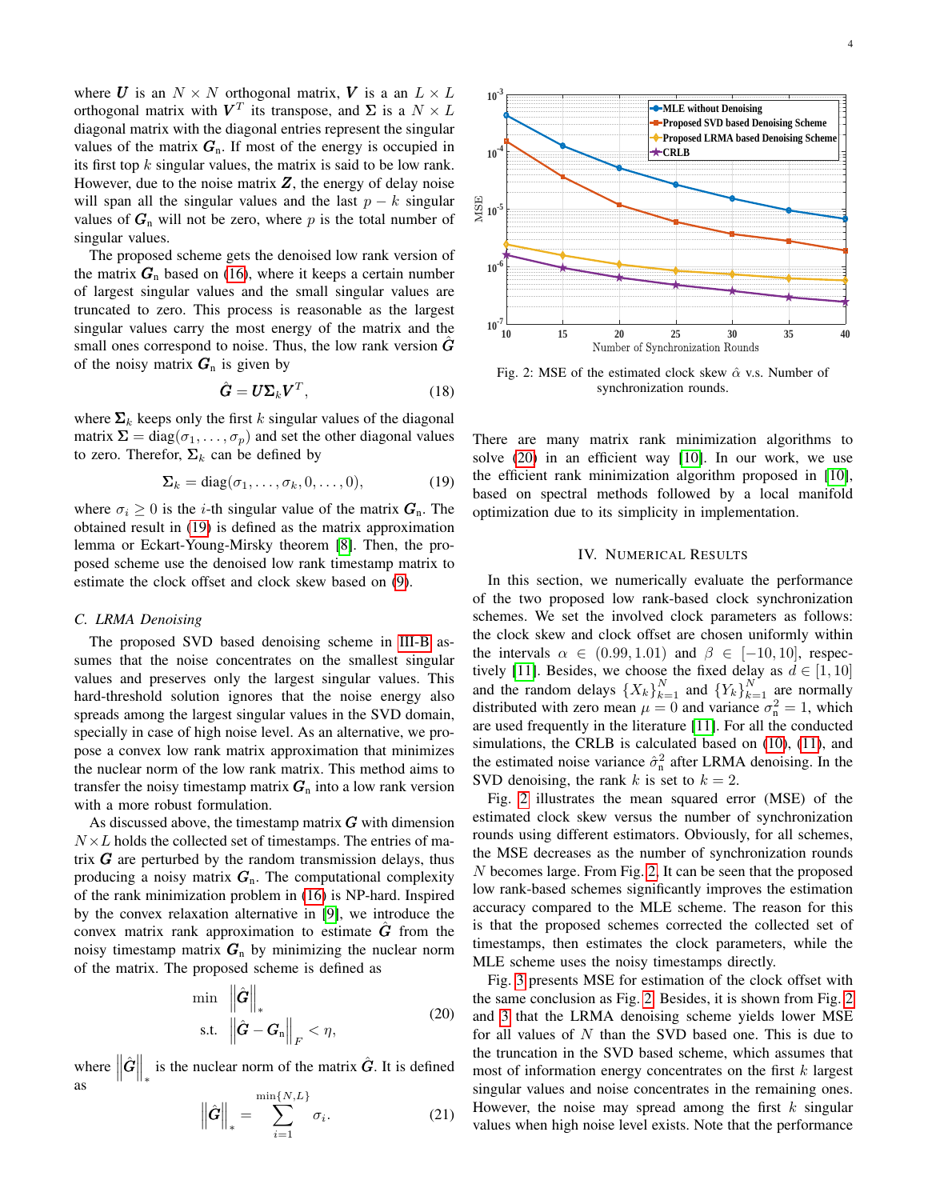where $\boldsymbol{U}$ is an $N \times N$ orthogonal matrix, $\boldsymbol{V}$ is a an $L \times L$ orthogonal matrix with $\boldsymbol{V}^T$ its transpose, and $\boldsymbol{\Sigma}$ is a $N \times L$ diagonal matrix with the diagonal entries represent the singular values of the matrix $\boldsymbol{G}_{\text{n}}$. If most of the energy is occupied in its first top $k$ singular values, the matrix is said to be low rank. However, due to the noise matrix $\boldsymbol{Z}$, the energy of delay noise will span all the singular values and the last $p-k$ singular values of $\boldsymbol{G}_{\text{n}}$ will not be zero, where $p$ is the total number of singular values.

The proposed scheme gets the denoised low rank version of the matrix $\boldsymbol{G}_{\text{n}}$ based on (16), where it keeps a certain number of largest singular values and the small singular values are truncated to zero. This process is reasonable as the largest singular values carry the most energy of the matrix and the small ones correspond to noise. Thus, the low rank version $\hat{\boldsymbol{G}}$ of the noisy matrix $\boldsymbol{G}_{\text{n}}$ is given by

$$\hat{\boldsymbol{G}} = \boldsymbol{U}\boldsymbol{\Sigma}_k\boldsymbol{V}^T, \tag{18}$$

where $\boldsymbol{\Sigma}_k$ keeps only the first $k$ singular values of the diagonal matrix $\boldsymbol{\Sigma} = \text{diag}(\sigma_1, \ldots, \sigma_p)$ and set the other diagonal values to zero. Therefor, $\boldsymbol{\Sigma}_k$ can be defined by

$$\boldsymbol{\Sigma}_k = \text{diag}(\sigma_1, \ldots, \sigma_k, 0, \ldots, 0), \tag{19}$$

where $\sigma_i \geq 0$ is the $i$-th singular value of the matrix $\boldsymbol{G}_{\text{n}}$. The obtained result in (19) is defined as the matrix approximation lemma or Eckart-Young-Mirsky theorem [8]. Then, the proposed scheme use the denoised low rank timestamp matrix to estimate the clock offset and clock skew based on (9).

### C. LRMA Denoising

The proposed SVD based denoising scheme in III-B assumes that the noise concentrates on the smallest singular values and preserves only the largest singular values. This hard-threshold solution ignores that the noise energy also spreads among the largest singular values in the SVD domain, specially in case of high noise level. As an alternative, we propose a convex low rank matrix approximation that minimizes the nuclear norm of the low rank matrix. This method aims to transfer the noisy timestamp matrix $\boldsymbol{G}_{\text{n}}$ into a low rank version with a more robust formulation.

As discussed above, the timestamp matrix $\boldsymbol{G}$ with dimension $N \times L$ holds the collected set of timestamps. The entries of matrix $\boldsymbol{G}$ are perturbed by the random transmission delays, thus producing a noisy matrix $\boldsymbol{G}_{\text{n}}$. The computational complexity of the rank minimization problem in (16) is NP-hard. Inspired by the convex relaxation alternative in [9], we introduce the convex matrix rank approximation to estimate $\hat{\boldsymbol{G}}$ from the noisy timestamp matrix $\boldsymbol{G}_{\text{n}}$ by minimizing the nuclear norm of the matrix. The proposed scheme is defined as

$$\begin{aligned} \min \quad & \left\|\hat{\boldsymbol{G}}\right\|_* \\ \text{s.t.} \quad & \left\|\hat{\boldsymbol{G}} - \boldsymbol{G}_{\text{n}}\right\|_F < \eta, \end{aligned} \tag{20}$$

where $\left\|\hat{\boldsymbol{G}}\right\|_*$ is the nuclear norm of the matrix $\hat{\boldsymbol{G}}$. It is defined as

$$\left\|\hat{\boldsymbol{G}}\right\|_* = \sum_{i=1}^{\min\{N,L\}} \sigma_i. \tag{21}$$

MLE without Denoising
Proposed SVD based Denoising Scheme
Proposed LRMA based Denoising Scheme
CRLB
MSE
$10^{-3}$
$10^{-4}$
$10^{-5}$
$10^{-6}$
$10^{-7}$
10 15 20 25 30 35 40
Number of Synchronization Rounds

Fig. 2: MSE of the estimated clock skew $\hat{\alpha}$ v.s. Number of synchronization rounds.

There are many matrix rank minimization algorithms to solve (20) in an efficient way [10]. In our work, we use the efficient rank minimization algorithm proposed in [10], based on spectral methods followed by a local manifold optimization due to its simplicity in implementation.

## IV. Numerical Results

In this section, we numerically evaluate the performance of the two proposed low rank-based clock synchronization schemes. We set the involved clock parameters as follows: the clock skew and clock offset are chosen uniformly within the intervals $\alpha \in (0.99, 1.01)$ and $\beta \in [-10, 10]$, respectively [11]. Besides, we choose the fixed delay as $d \in [1, 10]$ and the random delays $\{X_k\}_{k=1}^N$ and $\{Y_k\}_{k=1}^N$ are normally distributed with zero mean $\mu = 0$ and variance $\sigma_{\text{n}}^2 = 1$, which are used frequently in the literature [11]. For all the conducted simulations, the CRLB is calculated based on (10), (11), and the estimated noise variance $\hat{\sigma}_{\text{n}}^2$ after LRMA denoising. In the SVD denoising, the rank $k$ is set to $k = 2$.

Fig. 2 illustrates the mean squared error (MSE) of the estimated clock skew versus the number of synchronization rounds using different estimators. Obviously, for all schemes, the MSE decreases as the number of synchronization rounds $N$ becomes large. From Fig. 2. It can be seen that the proposed low rank-based schemes significantly improves the estimation accuracy compared to the MLE scheme. The reason for this is that the proposed schemes corrected the collected set of timestamps, then estimates the clock parameters, while the MLE scheme uses the noisy timestamps directly.

Fig. 3 presents MSE for estimation of the clock offset with the same conclusion as Fig. 2. Besides, it is shown from Fig. 2 and 3 that the LRMA denoising scheme yields lower MSE for all values of $N$ than the SVD based one. This is due to the truncation in the SVD based scheme, which assumes that most of information energy concentrates on the first $k$ largest singular values and noise concentrates in the remaining ones. However, the noise may spread among the first $k$ singular values when high noise level exists. Note that the performance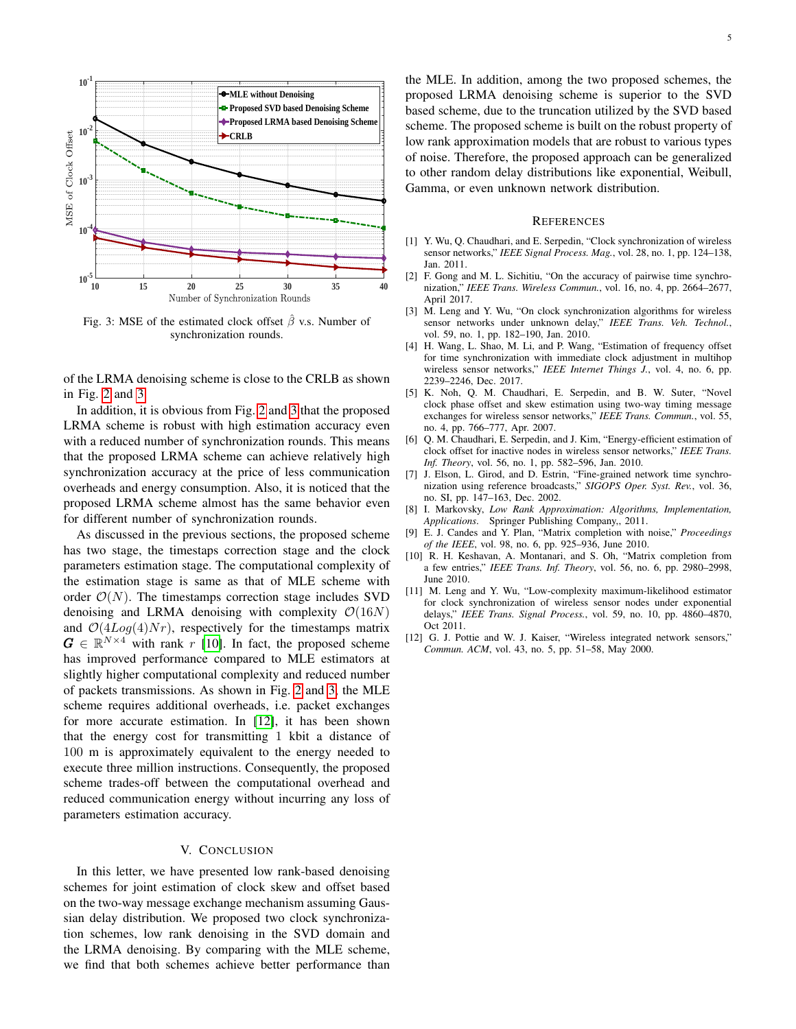10^-1

10^-2

10^-3

10^-4

10^-5

MSE of Clock Offset

10 15 20 25 30 35 40

Number of Synchronization Rounds

MLE without Denoising

Proposed SVD based Denoising Scheme

Proposed LRMA based Denoising Scheme

CRLB

Fig. 3: MSE of the estimated clock offset $\hat{\beta}$ v.s. Number of synchronization rounds.

of the LRMA denoising scheme is close to the CRLB as shown in Fig. 2 and 3.

In addition, it is obvious from Fig. 2 and 3 that the proposed LRMA scheme is robust with high estimation accuracy even with a reduced number of synchronization rounds. This means that the proposed LRMA scheme can achieve relatively high synchronization accuracy at the price of less communication overheads and energy consumption. Also, it is noticed that the proposed LRMA scheme almost has the same behavior even for different number of synchronization rounds.

As discussed in the previous sections, the proposed scheme has two stage, the timestaps correction stage and the clock parameters estimation stage. The computational complexity of the estimation stage is same as that of MLE scheme with order $\mathcal{O}(N)$. The timestamps correction stage includes SVD denoising and LRMA denoising with complexity $\mathcal{O}(16N)$ and $\mathcal{O}(4Log(4)Nr)$, respectively for the timestamps matrix $\boldsymbol{G} \in \mathbb{R}^{N\times 4}$ with rank $r$ [10]. In fact, the proposed scheme has improved performance compared to MLE estimators at slightly higher computational complexity and reduced number of packets transmissions. As shown in Fig. 2 and 3, the MLE scheme requires additional overheads, i.e. packet exchanges for more accurate estimation. In [12], it has been shown that the energy cost for transmitting 1 kbit a distance of 100 m is approximately equivalent to the energy needed to execute three million instructions. Consequently, the proposed scheme trades-off between the computational overhead and reduced communication energy without incurring any loss of parameters estimation accuracy.

## V. Conclusion

In this letter, we have presented low rank-based denoising schemes for joint estimation of clock skew and offset based on the two-way message exchange mechanism assuming Gaussian delay distribution. We proposed two clock synchronization schemes, low rank denoising in the SVD domain and the LRMA denoising. By comparing with the MLE scheme, we find that both schemes achieve better performance than the MLE. In addition, among the two proposed schemes, the proposed LRMA denoising scheme is superior to the SVD based scheme, due to the truncation utilized by the SVD based scheme. The proposed scheme is built on the robust property of low rank approximation models that are robust to various types of noise. Therefore, the proposed approach can be generalized to other random delay distributions like exponential, Weibull, Gamma, or even unknown network distribution.

## References

[1] Y. Wu, Q. Chaudhari, and E. Serpedin, "Clock synchronization of wireless sensor networks," *IEEE Signal Process. Mag.*, vol. 28, no. 1, pp. 124–138, Jan. 2011.

[2] F. Gong and M. L. Sichitiu, "On the accuracy of pairwise time synchronization," *IEEE Trans. Wireless Commun.*, vol. 16, no. 4, pp. 2664–2677, April 2017.

[3] M. Leng and Y. Wu, "On clock synchronization algorithms for wireless sensor networks under unknown delay," *IEEE Trans. Veh. Technol.*, vol. 59, no. 1, pp. 182–190, Jan. 2010.

[4] H. Wang, L. Shao, M. Li, and P. Wang, "Estimation of frequency offset for time synchronization with immediate clock adjustment in multihop wireless sensor networks," *IEEE Internet Things J.*, vol. 4, no. 6, pp. 2239–2246, Dec. 2017.

[5] K. Noh, Q. M. Chaudhari, E. Serpedin, and B. W. Suter, "Novel clock phase offset and skew estimation using two-way timing message exchanges for wireless sensor networks," *IEEE Trans. Commun.*, vol. 55, no. 4, pp. 766–777, Apr. 2007.

[6] Q. M. Chaudhari, E. Serpedin, and J. Kim, "Energy-efficient estimation of clock offset for inactive nodes in wireless sensor networks," *IEEE Trans. Inf. Theory*, vol. 56, no. 1, pp. 582–596, Jan. 2010.

[7] J. Elson, L. Girod, and D. Estrin, "Fine-grained network time synchronization using reference broadcasts," *SIGOPS Oper. Syst. Rev.*, vol. 36, no. SI, pp. 147–163, Dec. 2002.

[8] I. Markovsky, *Low Rank Approximation: Algorithms, Implementation, Applications*. Springer Publishing Company,, 2011.

[9] E. J. Candes and Y. Plan, "Matrix completion with noise," *Proceedings of the IEEE*, vol. 98, no. 6, pp. 925–936, June 2010.

[10] R. H. Keshavan, A. Montanari, and S. Oh, "Matrix completion from a few entries," *IEEE Trans. Inf. Theory*, vol. 56, no. 6, pp. 2980–2998, June 2010.

[11] M. Leng and Y. Wu, "Low-complexity maximum-likelihood estimator for clock synchronization of wireless sensor nodes under exponential delays," *IEEE Trans. Signal Process.*, vol. 59, no. 10, pp. 4860–4870, Oct 2011.

[12] G. J. Pottie and W. J. Kaiser, "Wireless integrated network sensors," *Commun. ACM*, vol. 43, no. 5, pp. 51–58, May 2000.